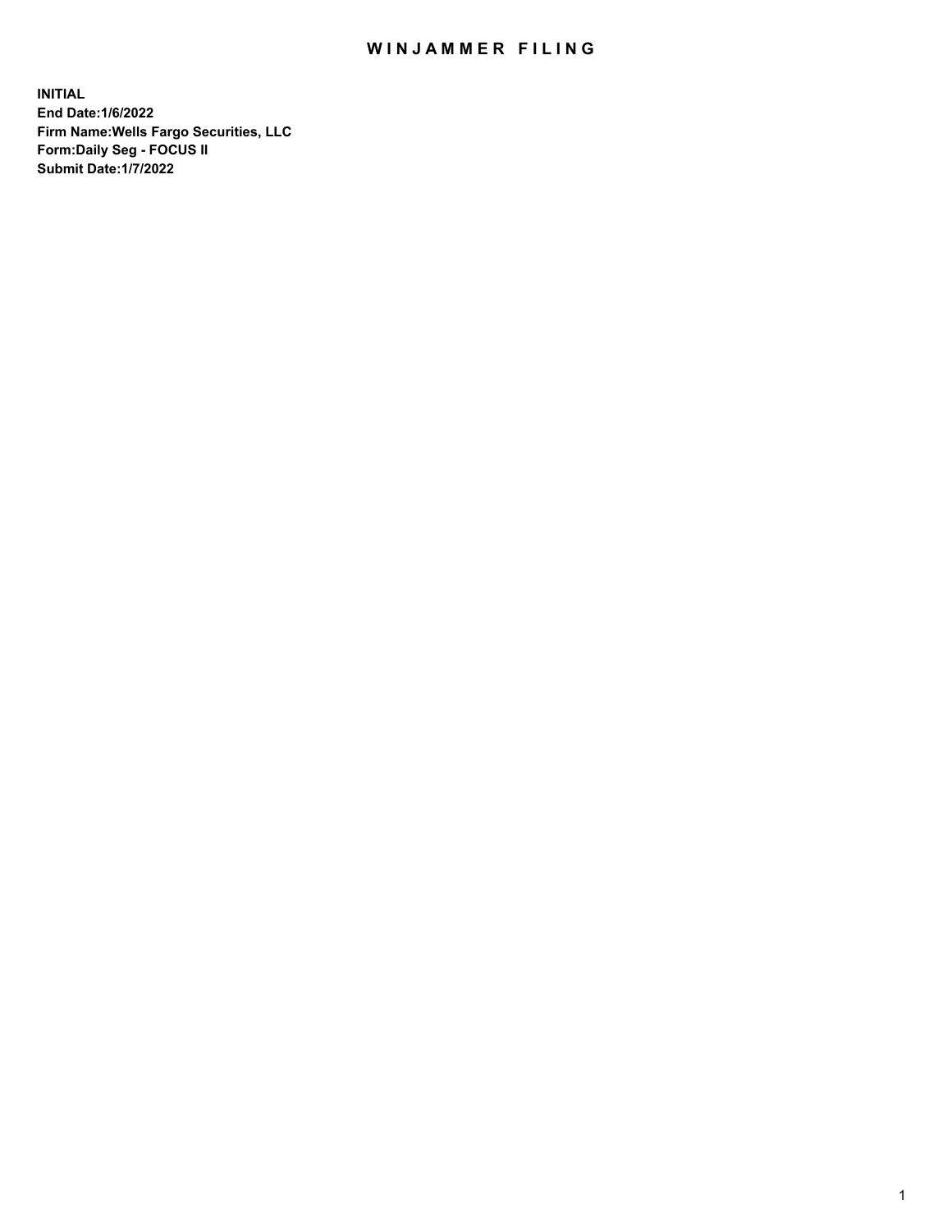# WINJAMMER FILING

**INITIAL**
**End Date:1/6/2022**
**Firm Name:Wells Fargo Securities, LLC**
**Form:Daily Seg - FOCUS II**
**Submit Date:1/7/2022**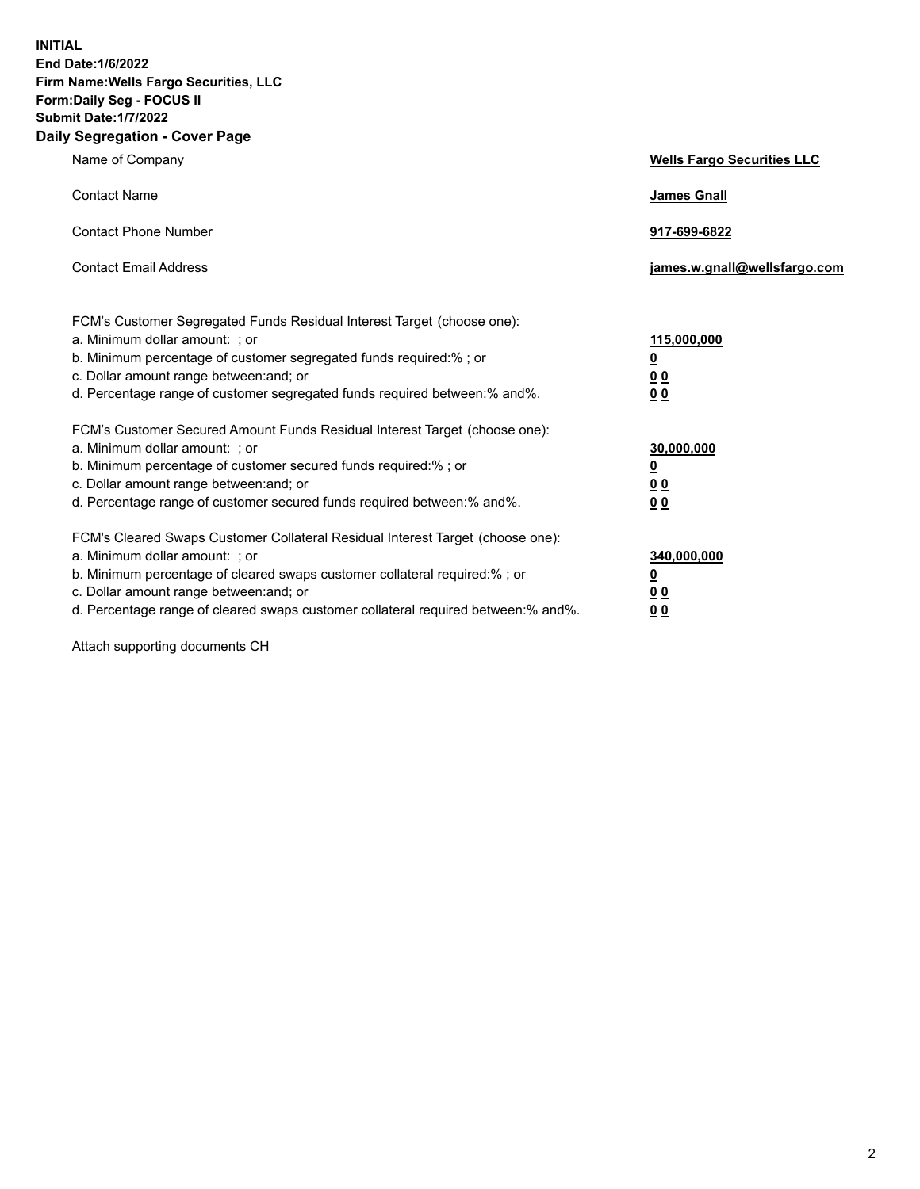**INITIAL**
**End Date:1/6/2022**
**Firm Name:Wells Fargo Securities, LLC**
**Form:Daily Seg - FOCUS II**
**Submit Date:1/7/2022**

## Daily Segregation - Cover Page

| | |
|---|---|
| Name of Company | **Wells Fargo Securities LLC** |
| Contact Name | **James Gnall** |
| Contact Phone Number | **917-699-6822** |
| Contact Email Address | **james.w.gnall@wellsfargo.com** |

| | |
|---|---|
| FCM's Customer Segregated Funds Residual Interest Target (choose one): | |
| a. Minimum dollar amount: ; or | **115,000,000** |
| b. Minimum percentage of customer segregated funds required:% ; or | **0** |
| c. Dollar amount range between:and; or | **0 0** |
| d. Percentage range of customer segregated funds required between:% and%. | **0 0** |
| FCM's Customer Secured Amount Funds Residual Interest Target (choose one): | |
| a. Minimum dollar amount: ; or | **30,000,000** |
| b. Minimum percentage of customer secured funds required:% ; or | **0** |
| c. Dollar amount range between:and; or | **0 0** |
| d. Percentage range of customer secured funds required between:% and%. | **0 0** |
| FCM's Cleared Swaps Customer Collateral Residual Interest Target (choose one): | |
| a. Minimum dollar amount: ; or | **340,000,000** |
| b. Minimum percentage of cleared swaps customer collateral required:% ; or | **0** |
| c. Dollar amount range between:and; or | **0 0** |
| d. Percentage range of cleared swaps customer collateral required between:% and%. | **0 0** |

Attach supporting documents CH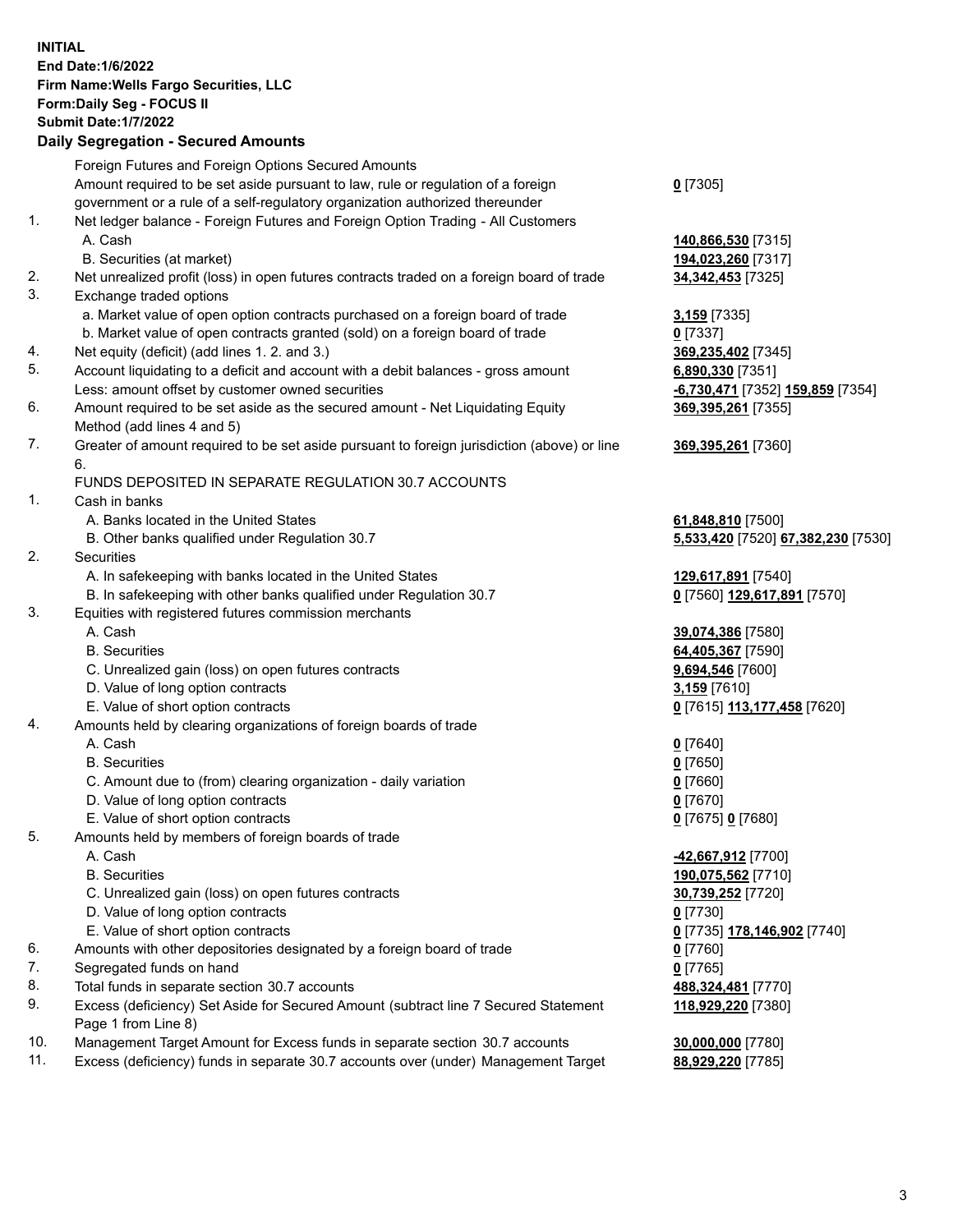**INITIAL**
**End Date:1/6/2022**
**Firm Name:Wells Fargo Securities, LLC**
**Form:Daily Seg - FOCUS II**
**Submit Date:1/7/2022**

## Daily Segregation - Secured Amounts

| | | |
|---|---|---|
| | Foreign Futures and Foreign Options Secured Amounts | |
| | Amount required to be set aside pursuant to law, rule or regulation of a foreign government or a rule of a self-regulatory organization authorized thereunder | **0** [7305] |
| 1. | Net ledger balance - Foreign Futures and Foreign Option Trading - All Customers | |
| | A. Cash | **140,866,530** [7315] |
| | B. Securities (at market) | **194,023,260** [7317] |
| 2. | Net unrealized profit (loss) in open futures contracts traded on a foreign board of trade | **34,342,453** [7325] |
| 3. | Exchange traded options | |
| | a. Market value of open option contracts purchased on a foreign board of trade | **3,159** [7335] |
| | b. Market value of open contracts granted (sold) on a foreign board of trade | **0** [7337] |
| 4. | Net equity (deficit) (add lines 1. 2. and 3.) | **369,235,402** [7345] |
| 5. | Account liquidating to a deficit and account with a debit balances - gross amount | **6,890,330** [7351] |
| | Less: amount offset by customer owned securities | **-6,730,471** [7352] **159,859** [7354] |
| 6. | Amount required to be set aside as the secured amount - Net Liquidating Equity Method (add lines 4 and 5) | **369,395,261** [7355] |
| 7. | Greater of amount required to be set aside pursuant to foreign jurisdiction (above) or line 6. | **369,395,261** [7360] |
| | FUNDS DEPOSITED IN SEPARATE REGULATION 30.7 ACCOUNTS | |
| 1. | Cash in banks | |
| | A. Banks located in the United States | **61,848,810** [7500] |
| | B. Other banks qualified under Regulation 30.7 | **5,533,420** [7520] **67,382,230** [7530] |
| 2. | Securities | |
| | A. In safekeeping with banks located in the United States | **129,617,891** [7540] |
| | B. In safekeeping with other banks qualified under Regulation 30.7 | **0** [7560] **129,617,891** [7570] |
| 3. | Equities with registered futures commission merchants | |
| | A. Cash | **39,074,386** [7580] |
| | B. Securities | **64,405,367** [7590] |
| | C. Unrealized gain (loss) on open futures contracts | **9,694,546** [7600] |
| | D. Value of long option contracts | **3,159** [7610] |
| | E. Value of short option contracts | **0** [7615] **113,177,458** [7620] |
| 4. | Amounts held by clearing organizations of foreign boards of trade | |
| | A. Cash | **0** [7640] |
| | B. Securities | **0** [7650] |
| | C. Amount due to (from) clearing organization - daily variation | **0** [7660] |
| | D. Value of long option contracts | **0** [7670] |
| | E. Value of short option contracts | **0** [7675] **0** [7680] |
| 5. | Amounts held by members of foreign boards of trade | |
| | A. Cash | **-42,667,912** [7700] |
| | B. Securities | **190,075,562** [7710] |
| | C. Unrealized gain (loss) on open futures contracts | **30,739,252** [7720] |
| | D. Value of long option contracts | **0** [7730] |
| | E. Value of short option contracts | **0** [7735] **178,146,902** [7740] |
| 6. | Amounts with other depositories designated by a foreign board of trade | **0** [7760] |
| 7. | Segregated funds on hand | **0** [7765] |
| 8. | Total funds in separate section 30.7 accounts | **488,324,481** [7770] |
| 9. | Excess (deficiency) Set Aside for Secured Amount (subtract line 7 Secured Statement Page 1 from Line 8) | **118,929,220** [7380] |
| 10. | Management Target Amount for Excess funds in separate section 30.7 accounts | **30,000,000** [7780] |
| 11. | Excess (deficiency) funds in separate 30.7 accounts over (under) Management Target | **88,929,220** [7785] |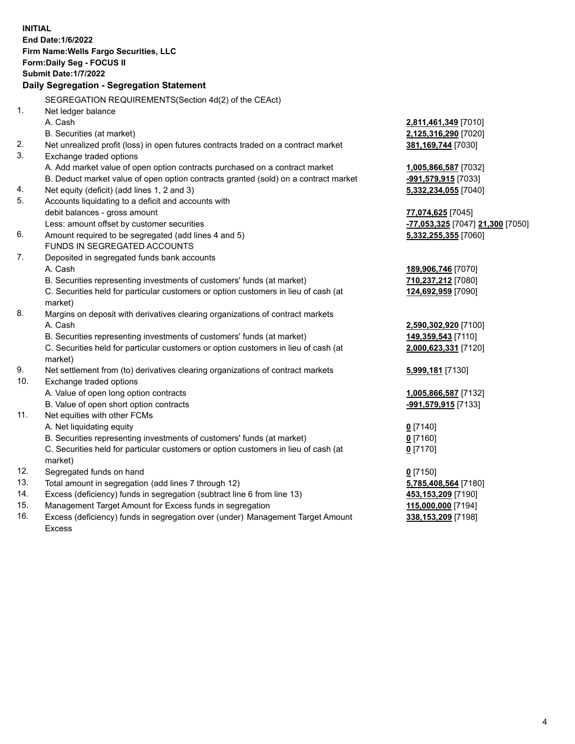**INITIAL**
**End Date:1/6/2022**
**Firm Name:Wells Fargo Securities, LLC**
**Form:Daily Seg - FOCUS II**
**Submit Date:1/7/2022**

**Daily Segregation - Segregation Statement**

SEGREGATION REQUIREMENTS(Section 4d(2) of the CEAct)

| | | |
|---|---|---|
| 1. | Net ledger balance | |
| | A. Cash | **2,811,461,349** [7010] |
| | B. Securities (at market) | **2,125,316,290** [7020] |
| 2. | Net unrealized profit (loss) in open futures contracts traded on a contract market | **381,169,744** [7030] |
| 3. | Exchange traded options | |
| | A. Add market value of open option contracts purchased on a contract market | **1,005,866,587** [7032] |
| | B. Deduct market value of open option contracts granted (sold) on a contract market | **-991,579,915** [7033] |
| 4. | Net equity (deficit) (add lines 1, 2 and 3) | **5,332,234,055** [7040] |
| 5. | Accounts liquidating to a deficit and accounts with debit balances - gross amount | **77,074,625** [7045] |
| | Less: amount offset by customer securities | **-77,053,325** [7047] **21,300** [7050] |
| 6. | Amount required to be segregated (add lines 4 and 5) | **5,332,255,355** [7060] |
| | FUNDS IN SEGREGATED ACCOUNTS | |
| 7. | Deposited in segregated funds bank accounts | |
| | A. Cash | **189,906,746** [7070] |
| | B. Securities representing investments of customers' funds (at market) | **710,237,212** [7080] |
| | C. Securities held for particular customers or option customers in lieu of cash (at market) | **124,692,959** [7090] |
| 8. | Margins on deposit with derivatives clearing organizations of contract markets | |
| | A. Cash | **2,590,302,920** [7100] |
| | B. Securities representing investments of customers' funds (at market) | **149,359,543** [7110] |
| | C. Securities held for particular customers or option customers in lieu of cash (at market) | **2,000,623,331** [7120] |
| 9. | Net settlement from (to) derivatives clearing organizations of contract markets | **5,999,181** [7130] |
| 10. | Exchange traded options | |
| | A. Value of open long option contracts | **1,005,866,587** [7132] |
| | B. Value of open short option contracts | **-991,579,915** [7133] |
| 11. | Net equities with other FCMs | |
| | A. Net liquidating equity | **0** [7140] |
| | B. Securities representing investments of customers' funds (at market) | **0** [7160] |
| | C. Securities held for particular customers or option customers in lieu of cash (at market) | **0** [7170] |
| 12. | Segregated funds on hand | **0** [7150] |
| 13. | Total amount in segregation (add lines 7 through 12) | **5,785,408,564** [7180] |
| 14. | Excess (deficiency) funds in segregation (subtract line 6 from line 13) | **453,153,209** [7190] |
| 15. | Management Target Amount for Excess funds in segregation | **115,000,000** [7194] |
| 16. | Excess (deficiency) funds in segregation over (under) Management Target Amount Excess | **338,153,209** [7198] |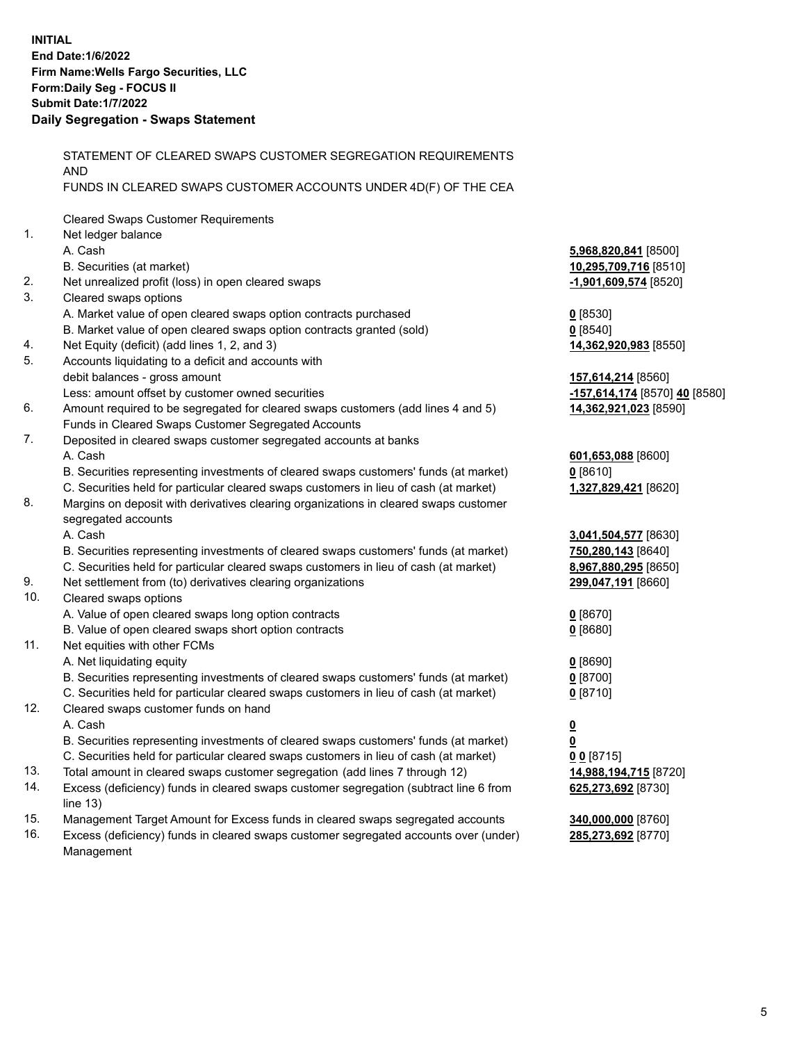**INITIAL**
**End Date:1/6/2022**
**Firm Name:Wells Fargo Securities, LLC**
**Form:Daily Seg - FOCUS II**
**Submit Date:1/7/2022**
**Daily Segregation - Swaps Statement**

STATEMENT OF CLEARED SWAPS CUSTOMER SEGREGATION REQUIREMENTS AND FUNDS IN CLEARED SWAPS CUSTOMER ACCOUNTS UNDER 4D(F) OF THE CEA

| | | |
|---|---|---|
| | Cleared Swaps Customer Requirements | |
| 1. | Net ledger balance | |
| | A. Cash | **5,968,820,841** [8500] |
| | B. Securities (at market) | **10,295,709,716** [8510] |
| 2. | Net unrealized profit (loss) in open cleared swaps | **-1,901,609,574** [8520] |
| 3. | Cleared swaps options | |
| | A. Market value of open cleared swaps option contracts purchased | **0** [8530] |
| | B. Market value of open cleared swaps option contracts granted (sold) | **0** [8540] |
| 4. | Net Equity (deficit) (add lines 1, 2, and 3) | **14,362,920,983** [8550] |
| 5. | Accounts liquidating to a deficit and accounts with debit balances - gross amount | **157,614,214** [8560] |
| | Less: amount offset by customer owned securities | **-157,614,174** [8570] **40** [8580] |
| 6. | Amount required to be segregated for cleared swaps customers (add lines 4 and 5) | **14,362,921,023** [8590] |
| | Funds in Cleared Swaps Customer Segregated Accounts | |
| 7. | Deposited in cleared swaps customer segregated accounts at banks | |
| | A. Cash | **601,653,088** [8600] |
| | B. Securities representing investments of cleared swaps customers' funds (at market) | **0** [8610] |
| | C. Securities held for particular cleared swaps customers in lieu of cash (at market) | **1,327,829,421** [8620] |
| 8. | Margins on deposit with derivatives clearing organizations in cleared swaps customer segregated accounts | |
| | A. Cash | **3,041,504,577** [8630] |
| | B. Securities representing investments of cleared swaps customers' funds (at market) | **750,280,143** [8640] |
| | C. Securities held for particular cleared swaps customers in lieu of cash (at market) | **8,967,880,295** [8650] |
| 9. | Net settlement from (to) derivatives clearing organizations | **299,047,191** [8660] |
| 10. | Cleared swaps options | |
| | A. Value of open cleared swaps long option contracts | **0** [8670] |
| | B. Value of open cleared swaps short option contracts | **0** [8680] |
| 11. | Net equities with other FCMs | |
| | A. Net liquidating equity | **0** [8690] |
| | B. Securities representing investments of cleared swaps customers' funds (at market) | **0** [8700] |
| | C. Securities held for particular cleared swaps customers in lieu of cash (at market) | **0** [8710] |
| 12. | Cleared swaps customer funds on hand | |
| | A. Cash | **0** |
| | B. Securities representing investments of cleared swaps customers' funds (at market) | **0** |
| | C. Securities held for particular cleared swaps customers in lieu of cash (at market) | **0** **0** [8715] |
| 13. | Total amount in cleared swaps customer segregation (add lines 7 through 12) | **14,988,194,715** [8720] |
| 14. | Excess (deficiency) funds in cleared swaps customer segregation (subtract line 6 from line 13) | **625,273,692** [8730] |
| 15. | Management Target Amount for Excess funds in cleared swaps segregated accounts | **340,000,000** [8760] |
| 16. | Excess (deficiency) funds in cleared swaps customer segregated accounts over (under) Management | **285,273,692** [8770] |